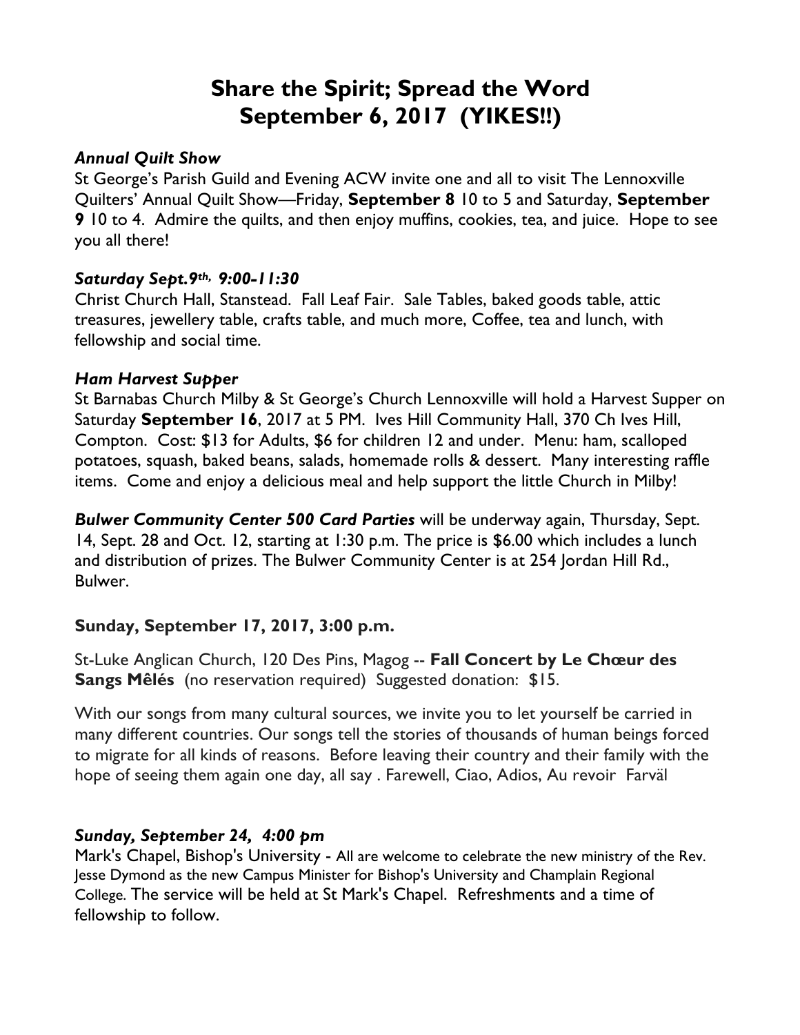# Share the Spirit; Spread the Word
# September 6, 2017 (YIKES!!)

***Annual Quilt Show***

St George's Parish Guild and Evening ACW invite one and all to visit The Lennoxville Quilters' Annual Quilt Show—Friday, **September 8** 10 to 5 and Saturday, **September 9** 10 to 4. Admire the quilts, and then enjoy muffins, cookies, tea, and juice. Hope to see you all there!

***Saturday Sept.9th, 9:00-11:30***

Christ Church Hall, Stanstead. Fall Leaf Fair. Sale Tables, baked goods table, attic treasures, jewellery table, crafts table, and much more, Coffee, tea and lunch, with fellowship and social time.

***Ham Harvest Supper***

St Barnabas Church Milby & St George's Church Lennoxville will hold a Harvest Supper on Saturday **September 16**, 2017 at 5 PM. Ives Hill Community Hall, 370 Ch Ives Hill, Compton. Cost: $13 for Adults, $6 for children 12 and under. Menu: ham, scalloped potatoes, squash, baked beans, salads, homemade rolls & dessert. Many interesting raffle items. Come and enjoy a delicious meal and help support the little Church in Milby!

***Bulwer Community Center 500 Card Parties*** will be underway again, Thursday, Sept. 14, Sept. 28 and Oct. 12, starting at 1:30 p.m. The price is $6.00 which includes a lunch and distribution of prizes. The Bulwer Community Center is at 254 Jordan Hill Rd., Bulwer.

**Sunday, September 17, 2017, 3:00 p.m.**

St-Luke Anglican Church, 120 Des Pins, Magog -- **Fall Concert by Le Chœur des Sangs Mêlés** (no reservation required) Suggested donation: $15.

With our songs from many cultural sources, we invite you to let yourself be carried in many different countries. Our songs tell the stories of thousands of human beings forced to migrate for all kinds of reasons. Before leaving their country and their family with the hope of seeing them again one day, all say . Farewell, Ciao, Adios, Au revoir Farväl

***Sunday, September 24, 4:00 pm***

Mark's Chapel, Bishop's University - All are welcome to celebrate the new ministry of the Rev. Jesse Dymond as the new Campus Minister for Bishop's University and Champlain Regional College. The service will be held at St Mark's Chapel. Refreshments and a time of fellowship to follow.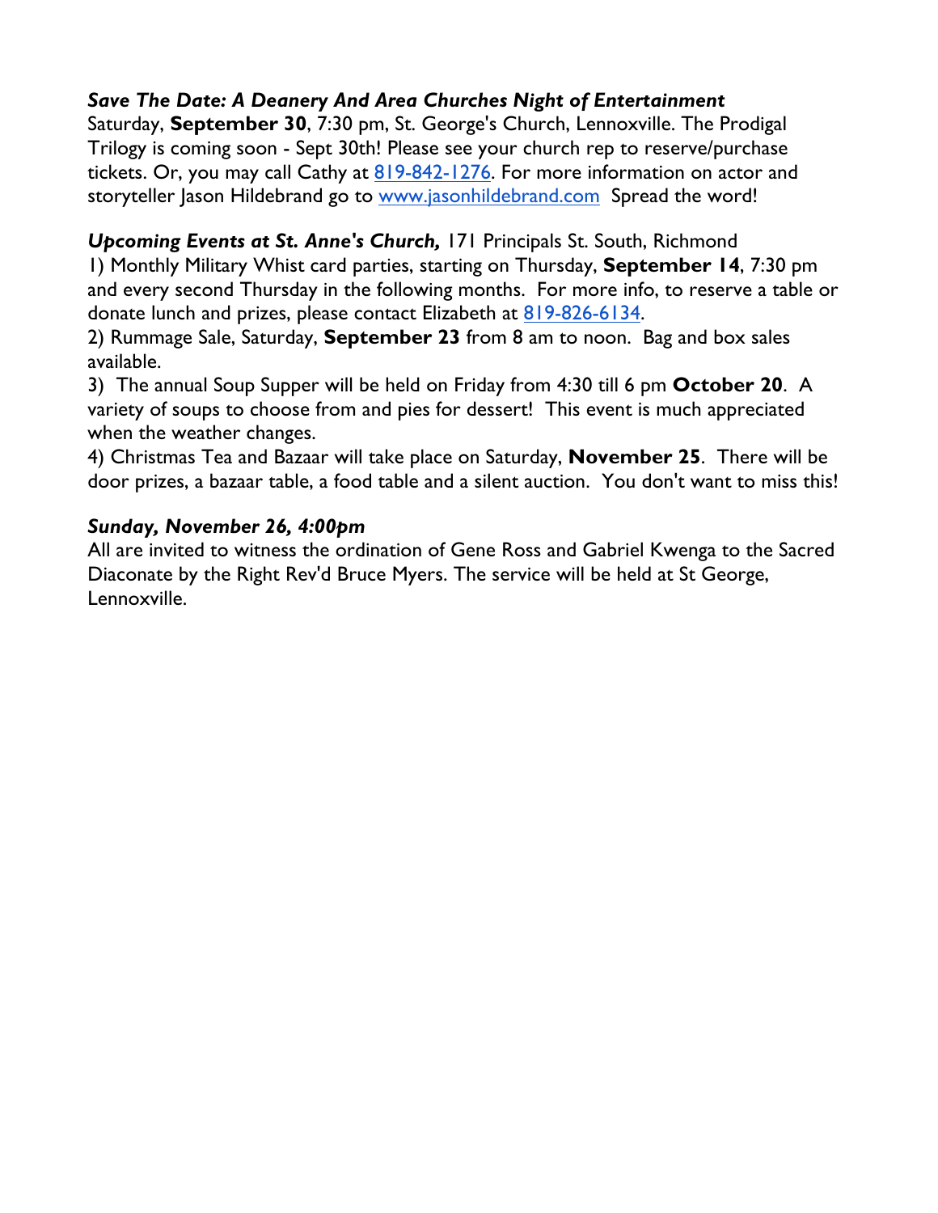***Save The Date: A Deanery And Area Churches Night of Entertainment***
Saturday, **September 30**, 7:30 pm, St. George's Church, Lennoxville. The Prodigal Trilogy is coming soon - Sept 30th! Please see your church rep to reserve/purchase tickets. Or, you may call Cathy at 819-842-1276. For more information on actor and storyteller Jason Hildebrand go to www.jasonhildebrand.com Spread the word!

***Upcoming Events at St. Anne's Church,*** 171 Principals St. South, Richmond
1) Monthly Military Whist card parties, starting on Thursday, **September 14**, 7:30 pm and every second Thursday in the following months. For more info, to reserve a table or donate lunch and prizes, please contact Elizabeth at 819-826-6134.
2) Rummage Sale, Saturday, **September 23** from 8 am to noon. Bag and box sales available.
3) The annual Soup Supper will be held on Friday from 4:30 till 6 pm **October 20**. A variety of soups to choose from and pies for dessert! This event is much appreciated when the weather changes.
4) Christmas Tea and Bazaar will take place on Saturday, **November 25**. There will be door prizes, a bazaar table, a food table and a silent auction. You don't want to miss this!

***Sunday, November 26, 4:00pm***
All are invited to witness the ordination of Gene Ross and Gabriel Kwenga to the Sacred Diaconate by the Right Rev'd Bruce Myers. The service will be held at St George, Lennoxville.